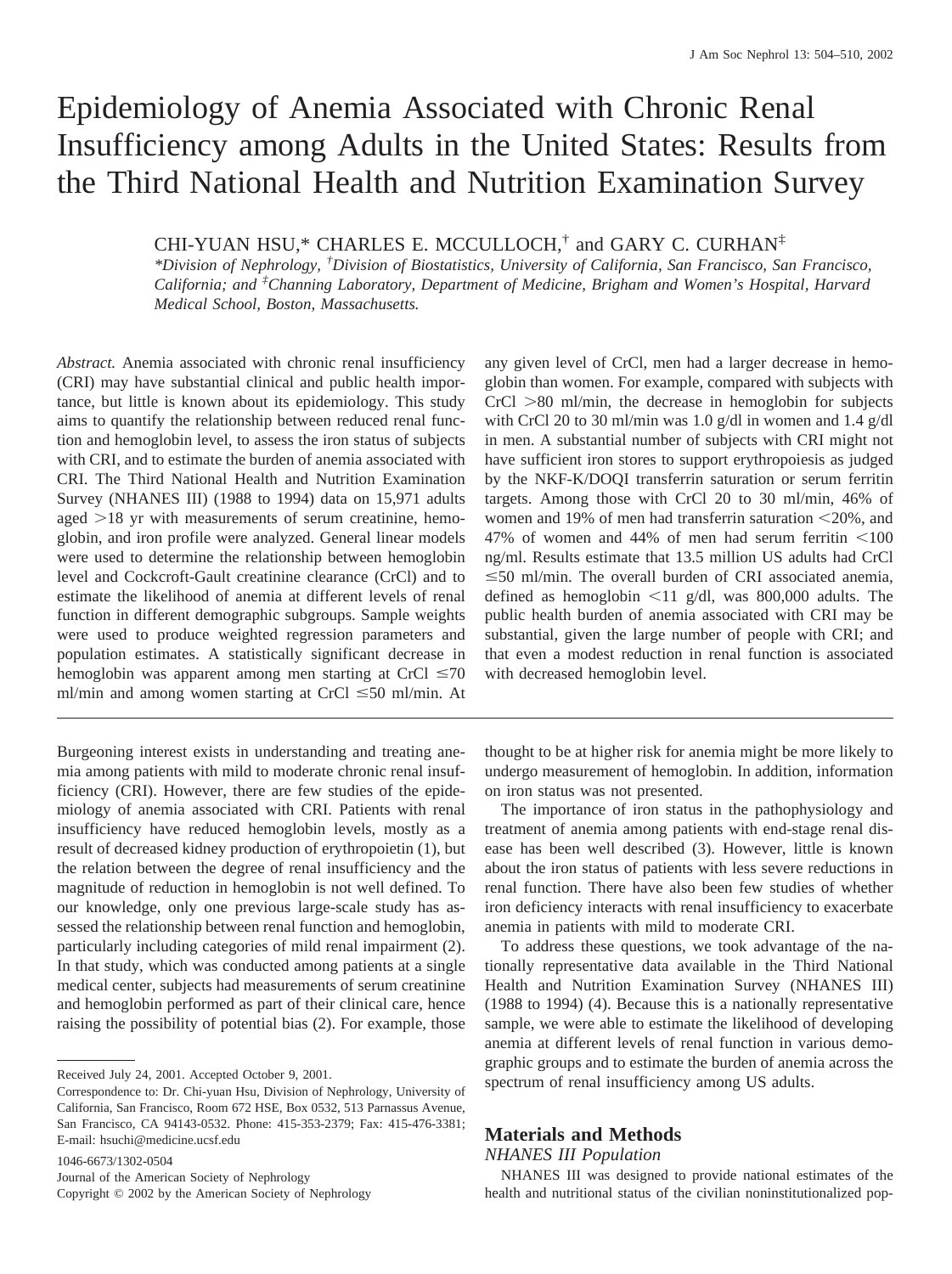# Epidemiology of Anemia Associated with Chronic Renal Insufficiency among Adults in the United States: Results from the Third National Health and Nutrition Examination Survey

CHI-YUAN HSU,* CHARLES E. MCCULLOCH,[†] and GARY C. CURHAN[‡]

*Division of Nephrology, [†]Division of Biostatistics, University of California, San Francisco, San Francisco, California; and [‡]Channing Laboratory, Department of Medicine, Brigham and Women's Hospital, Harvard Medical School, Boston, Massachusetts.*

*Abstract.* Anemia associated with chronic renal insufficiency (CRI) may have substantial clinical and public health importance, but little is known about its epidemiology. This study aims to quantify the relationship between reduced renal function and hemoglobin level, to assess the iron status of subjects with CRI, and to estimate the burden of anemia associated with CRI. The Third National Health and Nutrition Examination Survey (NHANES III) (1988 to 1994) data on 15,971 adults aged >18 yr with measurements of serum creatinine, hemoglobin, and iron profile were analyzed. General linear models were used to determine the relationship between hemoglobin level and Cockcroft-Gault creatinine clearance (CrCl) and to estimate the likelihood of anemia at different levels of renal function in different demographic subgroups. Sample weights were used to produce weighted regression parameters and population estimates. A statistically significant decrease in hemoglobin was apparent among men starting at CrCl ≤70 ml/min and among women starting at CrCl ≤50 ml/min. At any given level of CrCl, men had a larger decrease in hemoglobin than women. For example, compared with subjects with CrCl >80 ml/min, the decrease in hemoglobin for subjects with CrCl 20 to 30 ml/min was 1.0 g/dl in women and 1.4 g/dl in men. A substantial number of subjects with CRI might not have sufficient iron stores to support erythropoiesis as judged by the NKF-K/DOQI transferrin saturation or serum ferritin targets. Among those with CrCl 20 to 30 ml/min, 46% of women and 19% of men had transferrin saturation <20%, and 47% of women and 44% of men had serum ferritin <100 ng/ml. Results estimate that 13.5 million US adults had CrCl ≤50 ml/min. The overall burden of CRI associated anemia, defined as hemoglobin <11 g/dl, was 800,000 adults. The public health burden of anemia associated with CRI may be substantial, given the large number of people with CRI; and that even a modest reduction in renal function is associated with decreased hemoglobin level.

Burgeoning interest exists in understanding and treating anemia among patients with mild to moderate chronic renal insufficiency (CRI). However, there are few studies of the epidemiology of anemia associated with CRI. Patients with renal insufficiency have reduced hemoglobin levels, mostly as a result of decreased kidney production of erythropoietin (1), but the relation between the degree of renal insufficiency and the magnitude of reduction in hemoglobin is not well defined. To our knowledge, only one previous large-scale study has assessed the relationship between renal function and hemoglobin, particularly including categories of mild renal impairment (2). In that study, which was conducted among patients at a single medical center, subjects had measurements of serum creatinine and hemoglobin performed as part of their clinical care, hence raising the possibility of potential bias (2). For example, those thought to be at higher risk for anemia might be more likely to undergo measurement of hemoglobin. In addition, information on iron status was not presented.

The importance of iron status in the pathophysiology and treatment of anemia among patients with end-stage renal disease has been well described (3). However, little is known about the iron status of patients with less severe reductions in renal function. There have also been few studies of whether iron deficiency interacts with renal insufficiency to exacerbate anemia in patients with mild to moderate CRI.

To address these questions, we took advantage of the nationally representative data available in the Third National Health and Nutrition Examination Survey (NHANES III) (1988 to 1994) (4). Because this is a nationally representative sample, we were able to estimate the likelihood of developing anemia at different levels of renal function in various demographic groups and to estimate the burden of anemia across the spectrum of renal insufficiency among US adults.

## Materials and Methods

### NHANES III Population

NHANES III was designed to provide national estimates of the health and nutritional status of the civilian noninstitutionalized pop-

Received July 24, 2001. Accepted October 9, 2001.

Correspondence to: Dr. Chi-yuan Hsu, Division of Nephrology, University of California, San Francisco, Room 672 HSE, Box 0532, 513 Parnassus Avenue, San Francisco, CA 94143-0532. Phone: 415-353-2379; Fax: 415-476-3381; E-mail: hsuchi@medicine.ucsf.edu

1046-6673/1302-0504
Journal of the American Society of Nephrology
Copyright © 2002 by the American Society of Nephrology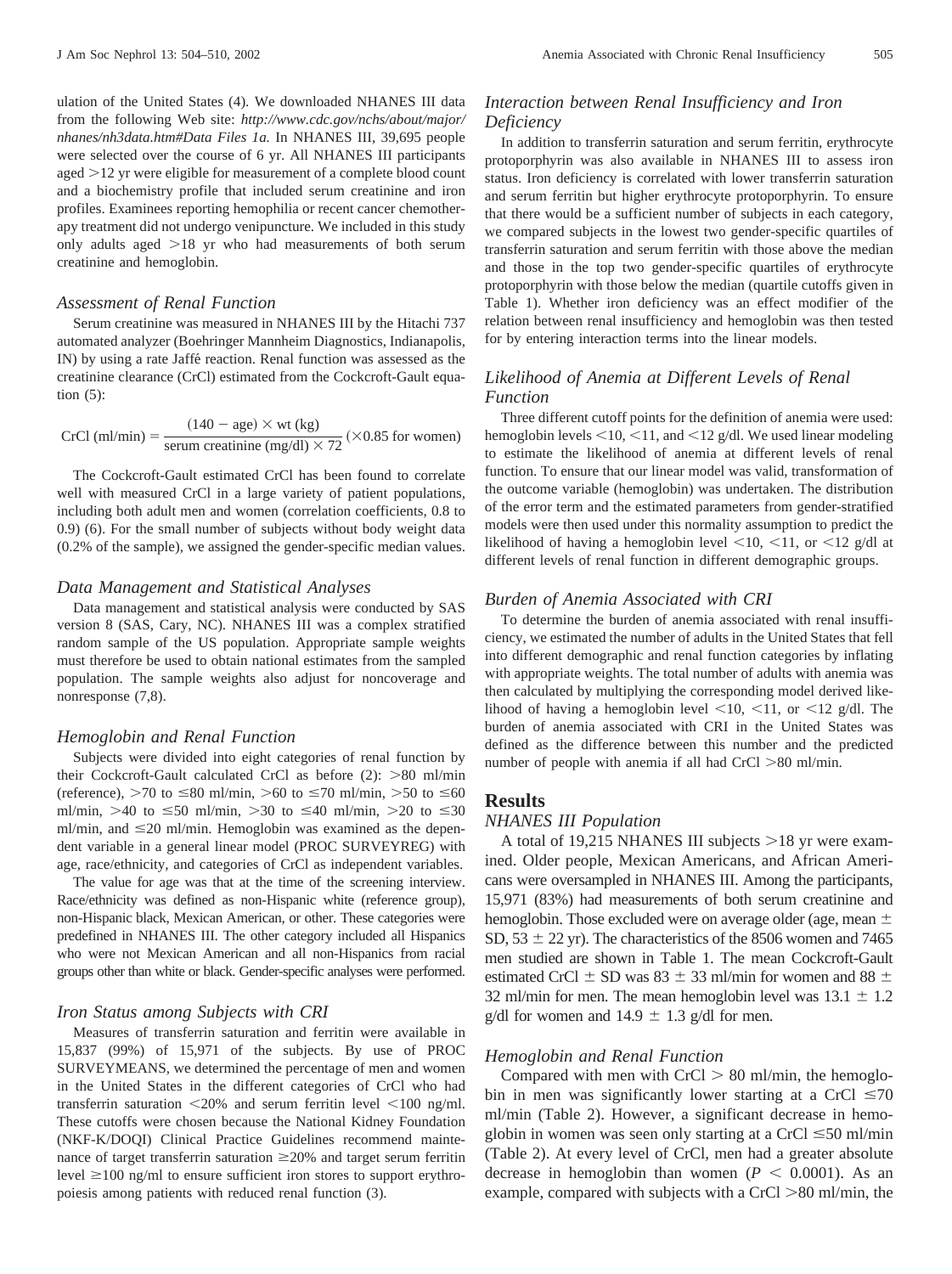ulation of the United States (4). We downloaded NHANES III data from the following Web site: *http://www.cdc.gov/nchs/about/major/nhanes/nh3data.htm#Data Files 1a.* In NHANES III, 39,695 people were selected over the course of 6 yr. All NHANES III participants aged >12 yr were eligible for measurement of a complete blood count and a biochemistry profile that included serum creatinine and iron profiles. Examinees reporting hemophilia or recent cancer chemotherapy treatment did not undergo venipuncture. We included in this study only adults aged >18 yr who had measurements of both serum creatinine and hemoglobin.

### *Assessment of Renal Function*

Serum creatinine was measured in NHANES III by the Hitachi 737 automated analyzer (Boehringer Mannheim Diagnostics, Indianapolis, IN) by using a rate Jaffé reaction. Renal function was assessed as the creatinine clearance (CrCl) estimated from the Cockcroft-Gault equation (5):

$$\text{CrCl (ml/min)} = \frac{(140 - \text{age}) \times \text{wt (kg)}}{\text{serum creatinine (mg/dl)} \times 72} \; (\times 0.85 \text{ for women})$$

The Cockcroft-Gault estimated CrCl has been found to correlate well with measured CrCl in a large variety of patient populations, including both adult men and women (correlation coefficients, 0.8 to 0.9) (6). For the small number of subjects without body weight data (0.2% of the sample), we assigned the gender-specific median values.

### *Data Management and Statistical Analyses*

Data management and statistical analysis were conducted by SAS version 8 (SAS, Cary, NC). NHANES III was a complex stratified random sample of the US population. Appropriate sample weights must therefore be used to obtain national estimates from the sampled population. The sample weights also adjust for noncoverage and nonresponse (7,8).

### *Hemoglobin and Renal Function*

Subjects were divided into eight categories of renal function by their Cockcroft-Gault calculated CrCl as before (2): >80 ml/min (reference), >70 to ≤80 ml/min, >60 to ≤70 ml/min, >50 to ≤60 ml/min, >40 to ≤50 ml/min, >30 to ≤40 ml/min, >20 to ≤30 ml/min, and ≤20 ml/min. Hemoglobin was examined as the dependent variable in a general linear model (PROC SURVEYREG) with age, race/ethnicity, and categories of CrCl as independent variables.

The value for age was that at the time of the screening interview. Race/ethnicity was defined as non-Hispanic white (reference group), non-Hispanic black, Mexican American, or other. These categories were predefined in NHANES III. The other category included all Hispanics who were not Mexican American and all non-Hispanics from racial groups other than white or black. Gender-specific analyses were performed.

### *Iron Status among Subjects with CRI*

Measures of transferrin saturation and ferritin were available in 15,837 (99%) of 15,971 of the subjects. By use of PROC SURVEYMEANS, we determined the percentage of men and women in the United States in the different categories of CrCl who had transferrin saturation <20% and serum ferritin level <100 ng/ml. These cutoffs were chosen because the National Kidney Foundation (NKF-K/DOQI) Clinical Practice Guidelines recommend maintenance of target transferrin saturation ≥20% and target serum ferritin level ≥100 ng/ml to ensure sufficient iron stores to support erythropoiesis among patients with reduced renal function (3).

### *Interaction between Renal Insufficiency and Iron Deficiency*

In addition to transferrin saturation and serum ferritin, erythrocyte protoporphyrin was also available in NHANES III to assess iron status. Iron deficiency is correlated with lower transferrin saturation and serum ferritin but higher erythrocyte protoporphyrin. To ensure that there would be a sufficient number of subjects in each category, we compared subjects in the lowest two gender-specific quartiles of transferrin saturation and serum ferritin with those above the median and those in the top two gender-specific quartiles of erythrocyte protoporphyrin with those below the median (quartile cutoffs given in Table 1). Whether iron deficiency was an effect modifier of the relation between renal insufficiency and hemoglobin was then tested for by entering interaction terms into the linear models.

### *Likelihood of Anemia at Different Levels of Renal Function*

Three different cutoff points for the definition of anemia were used: hemoglobin levels <10, <11, and <12 g/dl. We used linear modeling to estimate the likelihood of anemia at different levels of renal function. To ensure that our linear model was valid, transformation of the outcome variable (hemoglobin) was undertaken. The distribution of the error term and the estimated parameters from gender-stratified models were then used under this normality assumption to predict the likelihood of having a hemoglobin level <10, <11, or <12 g/dl at different levels of renal function in different demographic groups.

### *Burden of Anemia Associated with CRI*

To determine the burden of anemia associated with renal insufficiency, we estimated the number of adults in the United States that fell into different demographic and renal function categories by inflating with appropriate weights. The total number of adults with anemia was then calculated by multiplying the corresponding model derived likelihood of having a hemoglobin level <10, <11, or <12 g/dl. The burden of anemia associated with CRI in the United States was defined as the difference between this number and the predicted number of people with anemia if all had CrCl >80 ml/min.

## Results

### *NHANES III Population*

A total of 19,215 NHANES III subjects >18 yr were examined. Older people, Mexican Americans, and African Americans were oversampled in NHANES III. Among the participants, 15,971 (83%) had measurements of both serum creatinine and hemoglobin. Those excluded were on average older (age, mean ± SD, 53 ± 22 yr). The characteristics of the 8506 women and 7465 men studied are shown in Table 1. The mean Cockcroft-Gault estimated CrCl ± SD was 83 ± 33 ml/min for women and 88 ± 32 ml/min for men. The mean hemoglobin level was 13.1 ± 1.2 g/dl for women and 14.9 ± 1.3 g/dl for men.

### *Hemoglobin and Renal Function*

Compared with men with CrCl > 80 ml/min, the hemoglobin in men was significantly lower starting at a CrCl ≤70 ml/min (Table 2). However, a significant decrease in hemoglobin in women was seen only starting at a CrCl ≤50 ml/min (Table 2). At every level of CrCl, men had a greater absolute decrease in hemoglobin than women ($P < 0.0001$). As an example, compared with subjects with a CrCl >80 ml/min, the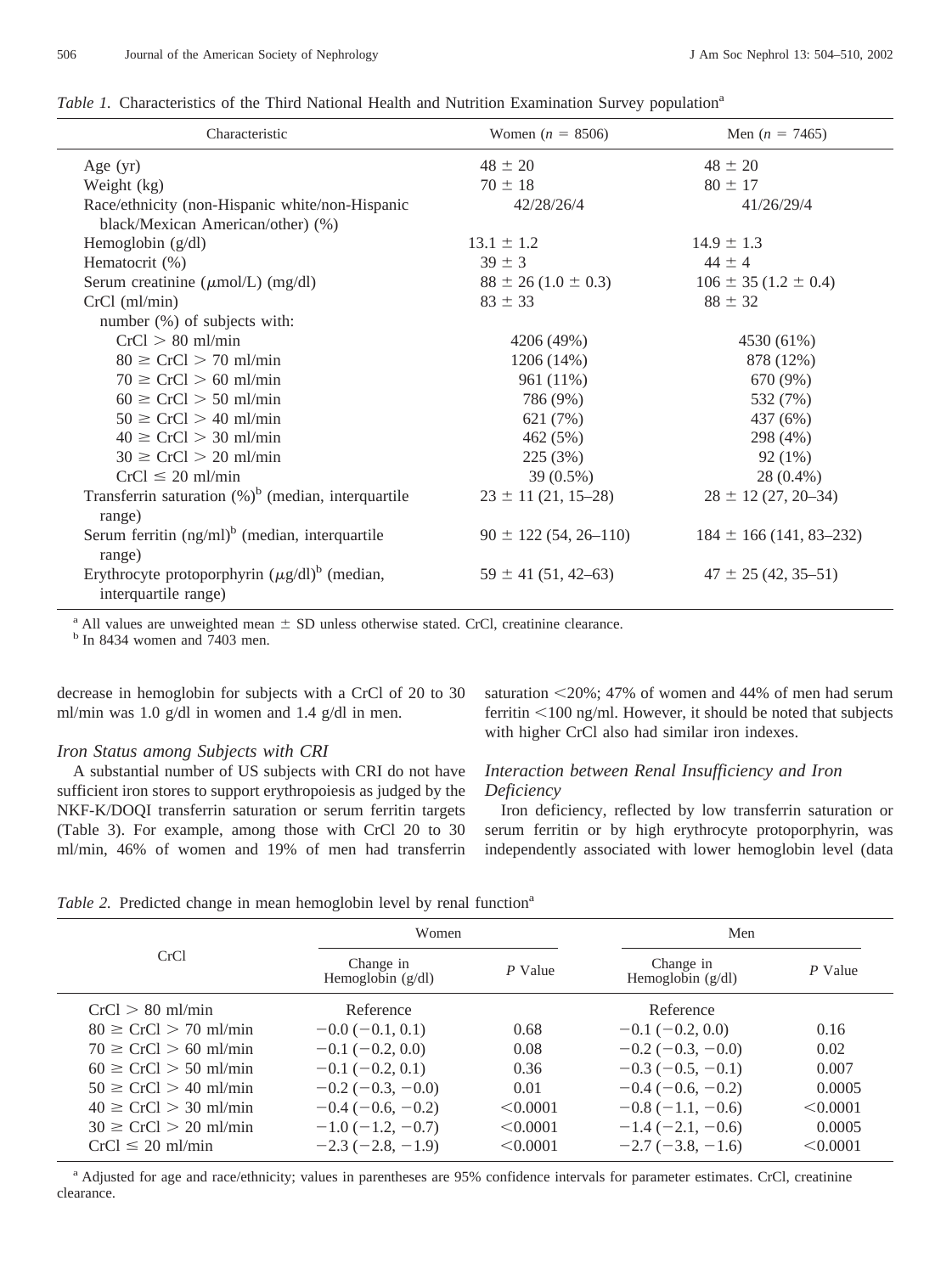*Table 1.* Characteristics of the Third National Health and Nutrition Examination Survey population[a]

| Characteristic | Women ($n$ = 8506) | Men ($n$ = 7465) |
|---|---|---|
| Age (yr) | 48 ± 20 | 48 ± 20 |
| Weight (kg) | 70 ± 18 | 80 ± 17 |
| Race/ethnicity (non-Hispanic white/non-Hispanic black/Mexican American/other) (%) | 42/28/26/4 | 41/26/29/4 |
| Hemoglobin (g/dl) | 13.1 ± 1.2 | 14.9 ± 1.3 |
| Hematocrit (%) | 39 ± 3 | 44 ± 4 |
| Serum creatinine (μmol/L) (mg/dl) | 88 ± 26 (1.0 ± 0.3) | 106 ± 35 (1.2 ± 0.4) |
| CrCl (ml/min) | 83 ± 33 | 88 ± 32 |
| number (%) of subjects with: | | |
| CrCl > 80 ml/min | 4206 (49%) | 4530 (61%) |
| 80 ≥ CrCl > 70 ml/min | 1206 (14%) | 878 (12%) |
| 70 ≥ CrCl > 60 ml/min | 961 (11%) | 670 (9%) |
| 60 ≥ CrCl > 50 ml/min | 786 (9%) | 532 (7%) |
| 50 ≥ CrCl > 40 ml/min | 621 (7%) | 437 (6%) |
| 40 ≥ CrCl > 30 ml/min | 462 (5%) | 298 (4%) |
| 30 ≥ CrCl > 20 ml/min | 225 (3%) | 92 (1%) |
| CrCl ≤ 20 ml/min | 39 (0.5%) | 28 (0.4%) |
| Transferrin saturation (%)[b] (median, interquartile range) | 23 ± 11 (21, 15–28) | 28 ± 12 (27, 20–34) |
| Serum ferritin (ng/ml)[b] (median, interquartile range) | 90 ± 122 (54, 26–110) | 184 ± 166 (141, 83–232) |
| Erythrocyte protoporphyrin (μg/dl)[b] (median, interquartile range) | 59 ± 41 (51, 42–63) | 47 ± 25 (42, 35–51) |

[a] All values are unweighted mean ± SD unless otherwise stated. CrCl, creatinine clearance.
[b] In 8434 women and 7403 men.

decrease in hemoglobin for subjects with a CrCl of 20 to 30 ml/min was 1.0 g/dl in women and 1.4 g/dl in men.

### *Iron Status among Subjects with CRI*

A substantial number of US subjects with CRI do not have sufficient iron stores to support erythropoiesis as judged by the NKF-K/DOQI transferrin saturation or serum ferritin targets (Table 3). For example, among those with CrCl 20 to 30 ml/min, 46% of women and 19% of men had transferrin saturation <20%; 47% of women and 44% of men had serum ferritin <100 ng/ml. However, it should be noted that subjects with higher CrCl also had similar iron indexes.

### *Interaction between Renal Insufficiency and Iron Deficiency*

Iron deficiency, reflected by low transferrin saturation or serum ferritin or by high erythrocyte protoporphyrin, was independently associated with lower hemoglobin level (data

*Table 2.* Predicted change in mean hemoglobin level by renal function[a]

| CrCl | Women | | Men | |
|---|---|---|---|---|
| | Change in Hemoglobin (g/dl) | $P$ Value | Change in Hemoglobin (g/dl) | $P$ Value |
| CrCl > 80 ml/min | Reference | | Reference | |
| 80 ≥ CrCl > 70 ml/min | −0.0 (−0.1, 0.1) | 0.68 | −0.1 (−0.2, 0.0) | 0.16 |
| 70 ≥ CrCl > 60 ml/min | −0.1 (−0.2, 0.0) | 0.08 | −0.2 (−0.3, −0.0) | 0.02 |
| 60 ≥ CrCl > 50 ml/min | −0.1 (−0.2, 0.1) | 0.36 | −0.3 (−0.5, −0.1) | 0.007 |
| 50 ≥ CrCl > 40 ml/min | −0.2 (−0.3, −0.0) | 0.01 | −0.4 (−0.6, −0.2) | 0.0005 |
| 40 ≥ CrCl > 30 ml/min | −0.4 (−0.6, −0.2) | <0.0001 | −0.8 (−1.1, −0.6) | <0.0001 |
| 30 ≥ CrCl > 20 ml/min | −1.0 (−1.2, −0.7) | <0.0001 | −1.4 (−2.1, −0.6) | 0.0005 |
| CrCl ≤ 20 ml/min | −2.3 (−2.8, −1.9) | <0.0001 | −2.7 (−3.8, −1.6) | <0.0001 |

[a] Adjusted for age and race/ethnicity; values in parentheses are 95% confidence intervals for parameter estimates. CrCl, creatinine clearance.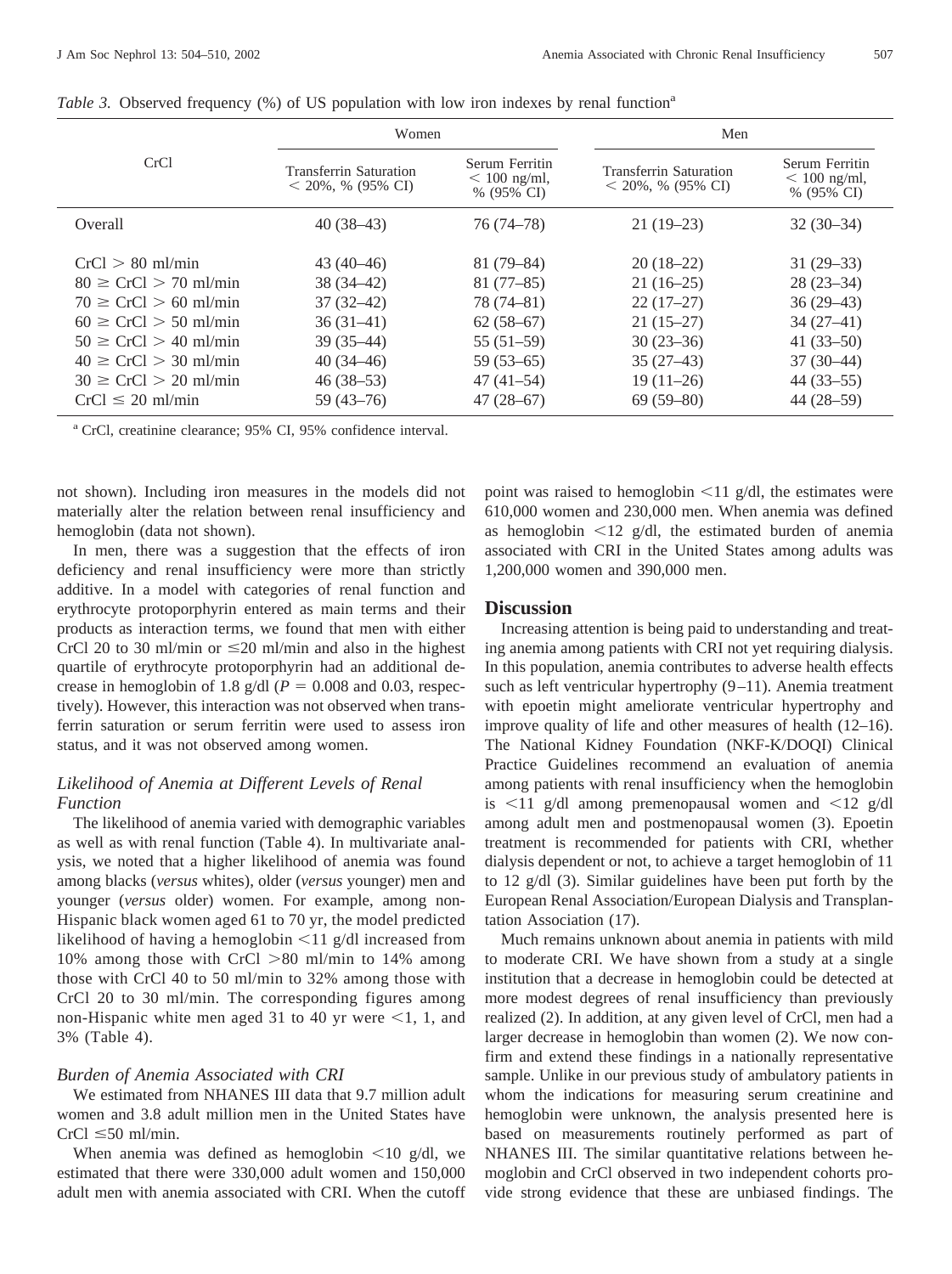*Table 3.* Observed frequency (%) of US population with low iron indexes by renal function[a]

| CrCl | Women | | Men | |
|---|---|---|---|---|
| | Transferrin Saturation < 20%, % (95% CI) | Serum Ferritin < 100 ng/ml, % (95% CI) | Transferrin Saturation < 20%, % (95% CI) | Serum Ferritin < 100 ng/ml, % (95% CI) |
| Overall | 40 (38–43) | 76 (74–78) | 21 (19–23) | 32 (30–34) |
| CrCl > 80 ml/min | 43 (40–46) | 81 (79–84) | 20 (18–22) | 31 (29–33) |
| 80 ≥ CrCl > 70 ml/min | 38 (34–42) | 81 (77–85) | 21 (16–25) | 28 (23–34) |
| 70 ≥ CrCl > 60 ml/min | 37 (32–42) | 78 (74–81) | 22 (17–27) | 36 (29–43) |
| 60 ≥ CrCl > 50 ml/min | 36 (31–41) | 62 (58–67) | 21 (15–27) | 34 (27–41) |
| 50 ≥ CrCl > 40 ml/min | 39 (35–44) | 55 (51–59) | 30 (23–36) | 41 (33–50) |
| 40 ≥ CrCl > 30 ml/min | 40 (34–46) | 59 (53–65) | 35 (27–43) | 37 (30–44) |
| 30 ≥ CrCl > 20 ml/min | 46 (38–53) | 47 (41–54) | 19 (11–26) | 44 (33–55) |
| CrCl ≤ 20 ml/min | 59 (43–76) | 47 (28–67) | 69 (59–80) | 44 (28–59) |

[a] CrCl, creatinine clearance; 95% CI, 95% confidence interval.

not shown). Including iron measures in the models did not materially alter the relation between renal insufficiency and hemoglobin (data not shown).

In men, there was a suggestion that the effects of iron deficiency and renal insufficiency were more than strictly additive. In a model with categories of renal function and erythrocyte protoporphyrin entered as main terms and their products as interaction terms, we found that men with either CrCl 20 to 30 ml/min or ≤20 ml/min and also in the highest quartile of erythrocyte protoporphyrin had an additional decrease in hemoglobin of 1.8 g/dl ($P = 0.008$ and 0.03, respectively). However, this interaction was not observed when transferrin saturation or serum ferritin were used to assess iron status, and it was not observed among women.

### *Likelihood of Anemia at Different Levels of Renal Function*

The likelihood of anemia varied with demographic variables as well as with renal function (Table 4). In multivariate analysis, we noted that a higher likelihood of anemia was found among blacks (*versus* whites), older (*versus* younger) men and younger (*versus* older) women. For example, among non-Hispanic black women aged 61 to 70 yr, the model predicted likelihood of having a hemoglobin <11 g/dl increased from 10% among those with CrCl >80 ml/min to 14% among those with CrCl 40 to 50 ml/min to 32% among those with CrCl 20 to 30 ml/min. The corresponding figures among non-Hispanic white men aged 31 to 40 yr were <1, 1, and 3% (Table 4).

### *Burden of Anemia Associated with CRI*

We estimated from NHANES III data that 9.7 million adult women and 3.8 adult million men in the United States have CrCl ≤50 ml/min.

When anemia was defined as hemoglobin <10 g/dl, we estimated that there were 330,000 adult women and 150,000 adult men with anemia associated with CRI. When the cutoff point was raised to hemoglobin <11 g/dl, the estimates were 610,000 women and 230,000 men. When anemia was defined as hemoglobin <12 g/dl, the estimated burden of anemia associated with CRI in the United States among adults was 1,200,000 women and 390,000 men.

## **Discussion**

Increasing attention is being paid to understanding and treating anemia among patients with CRI not yet requiring dialysis. In this population, anemia contributes to adverse health effects such as left ventricular hypertrophy (9–11). Anemia treatment with epoetin might ameliorate ventricular hypertrophy and improve quality of life and other measures of health (12–16). The National Kidney Foundation (NKF-K/DOQI) Clinical Practice Guidelines recommend an evaluation of anemia among patients with renal insufficiency when the hemoglobin is <11 g/dl among premenopausal women and <12 g/dl among adult men and postmenopausal women (3). Epoetin treatment is recommended for patients with CRI, whether dialysis dependent or not, to achieve a target hemoglobin of 11 to 12 g/dl (3). Similar guidelines have been put forth by the European Renal Association/European Dialysis and Transplantation Association (17).

Much remains unknown about anemia in patients with mild to moderate CRI. We have shown from a study at a single institution that a decrease in hemoglobin could be detected at more modest degrees of renal insufficiency than previously realized (2). In addition, at any given level of CrCl, men had a larger decrease in hemoglobin than women (2). We now confirm and extend these findings in a nationally representative sample. Unlike in our previous study of ambulatory patients in whom the indications for measuring serum creatinine and hemoglobin were unknown, the analysis presented here is based on measurements routinely performed as part of NHANES III. The similar quantitative relations between hemoglobin and CrCl observed in two independent cohorts provide strong evidence that these are unbiased findings. The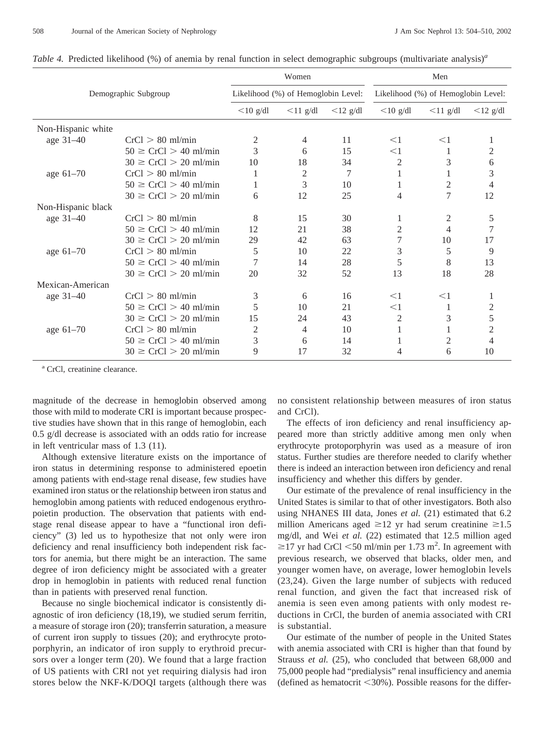*Table 4.* Predicted likelihood (%) of anemia by renal function in select demographic subgroups (multivariate analysis)[a]

| Demographic Subgroup | | Women | | | Men | | |
|---|---|---|---|---|---|---|---|
| | | Likelihood (%) of Hemoglobin Level: | | | Likelihood (%) of Hemoglobin Level: | | |
| | | <10 g/dl | <11 g/dl | <12 g/dl | <10 g/dl | <11 g/dl | <12 g/dl |
| Non-Hispanic white | | | | | | | |
| age 31–40 | CrCl > 80 ml/min | 2 | 4 | 11 | <1 | <1 | 1 |
| | 50 ≥ CrCl > 40 ml/min | 3 | 6 | 15 | <1 | 1 | 2 |
| | 30 ≥ CrCl > 20 ml/min | 10 | 18 | 34 | 2 | 3 | 6 |
| age 61–70 | CrCl > 80 ml/min | 1 | 2 | 7 | 1 | 1 | 3 |
| | 50 ≥ CrCl > 40 ml/min | 1 | 3 | 10 | 1 | 2 | 4 |
| | 30 ≥ CrCl > 20 ml/min | 6 | 12 | 25 | 4 | 7 | 12 |
| Non-Hispanic black | | | | | | | |
| age 31–40 | CrCl > 80 ml/min | 8 | 15 | 30 | 1 | 2 | 5 |
| | 50 ≥ CrCl > 40 ml/min | 12 | 21 | 38 | 2 | 4 | 7 |
| | 30 ≥ CrCl > 20 ml/min | 29 | 42 | 63 | 7 | 10 | 17 |
| age 61–70 | CrCl > 80 ml/min | 5 | 10 | 22 | 3 | 5 | 9 |
| | 50 ≥ CrCl > 40 ml/min | 7 | 14 | 28 | 5 | 8 | 13 |
| | 30 ≥ CrCl > 20 ml/min | 20 | 32 | 52 | 13 | 18 | 28 |
| Mexican-American | | | | | | | |
| age 31–40 | CrCl > 80 ml/min | 3 | 6 | 16 | <1 | <1 | 1 |
| | 50 ≥ CrCl > 40 ml/min | 5 | 10 | 21 | <1 | 1 | 2 |
| | 30 ≥ CrCl > 20 ml/min | 15 | 24 | 43 | 2 | 3 | 5 |
| age 61–70 | CrCl > 80 ml/min | 2 | 4 | 10 | 1 | 1 | 2 |
| | 50 ≥ CrCl > 40 ml/min | 3 | 6 | 14 | 1 | 2 | 4 |
| | 30 ≥ CrCl > 20 ml/min | 9 | 17 | 32 | 4 | 6 | 10 |

[a] CrCl, creatinine clearance.

magnitude of the decrease in hemoglobin observed among those with mild to moderate CRI is important because prospective studies have shown that in this range of hemoglobin, each 0.5 g/dl decrease is associated with an odds ratio for increase in left ventricular mass of 1.3 (11).

Although extensive literature exists on the importance of iron status in determining response to administered epoetin among patients with end-stage renal disease, few studies have examined iron status or the relationship between iron status and hemoglobin among patients with reduced endogenous erythropoietin production. The observation that patients with end-stage renal disease appear to have a "functional iron deficiency" (3) led us to hypothesize that not only were iron deficiency and renal insufficiency both independent risk factors for anemia, but there might be an interaction. The same degree of iron deficiency might be associated with a greater drop in hemoglobin in patients with reduced renal function than in patients with preserved renal function.

Because no single biochemical indicator is consistently diagnostic of iron deficiency (18,19), we studied serum ferritin, a measure of storage iron (20); transferrin saturation, a measure of current iron supply to tissues (20); and erythrocyte protoporphyrin, an indicator of iron supply to erythroid precursors over a longer term (20). We found that a large fraction of US patients with CRI not yet requiring dialysis had iron stores below the NKF-K/DOQI targets (although there was no consistent relationship between measures of iron status and CrCl).

The effects of iron deficiency and renal insufficiency appeared more than strictly additive among men only when erythrocyte protoporphyrin was used as a measure of iron status. Further studies are therefore needed to clarify whether there is indeed an interaction between iron deficiency and renal insufficiency and whether this differs by gender.

Our estimate of the prevalence of renal insufficiency in the United States is similar to that of other investigators. Both also using NHANES III data, Jones *et al.* (21) estimated that 6.2 million Americans aged ≥12 yr had serum creatinine ≥1.5 mg/dl, and Wei *et al.* (22) estimated that 12.5 million aged ≥17 yr had CrCl <50 ml/min per 1.73 $m^2$. In agreement with previous research, we observed that blacks, older men, and younger women have, on average, lower hemoglobin levels (23,24). Given the large number of subjects with reduced renal function, and given the fact that increased risk of anemia is seen even among patients with only modest reductions in CrCl, the burden of anemia associated with CRI is substantial.

Our estimate of the number of people in the United States with anemia associated with CRI is higher than that found by Strauss *et al.* (25), who concluded that between 68,000 and 75,000 people had "predialysis" renal insufficiency and anemia (defined as hematocrit <30%). Possible reasons for the differ-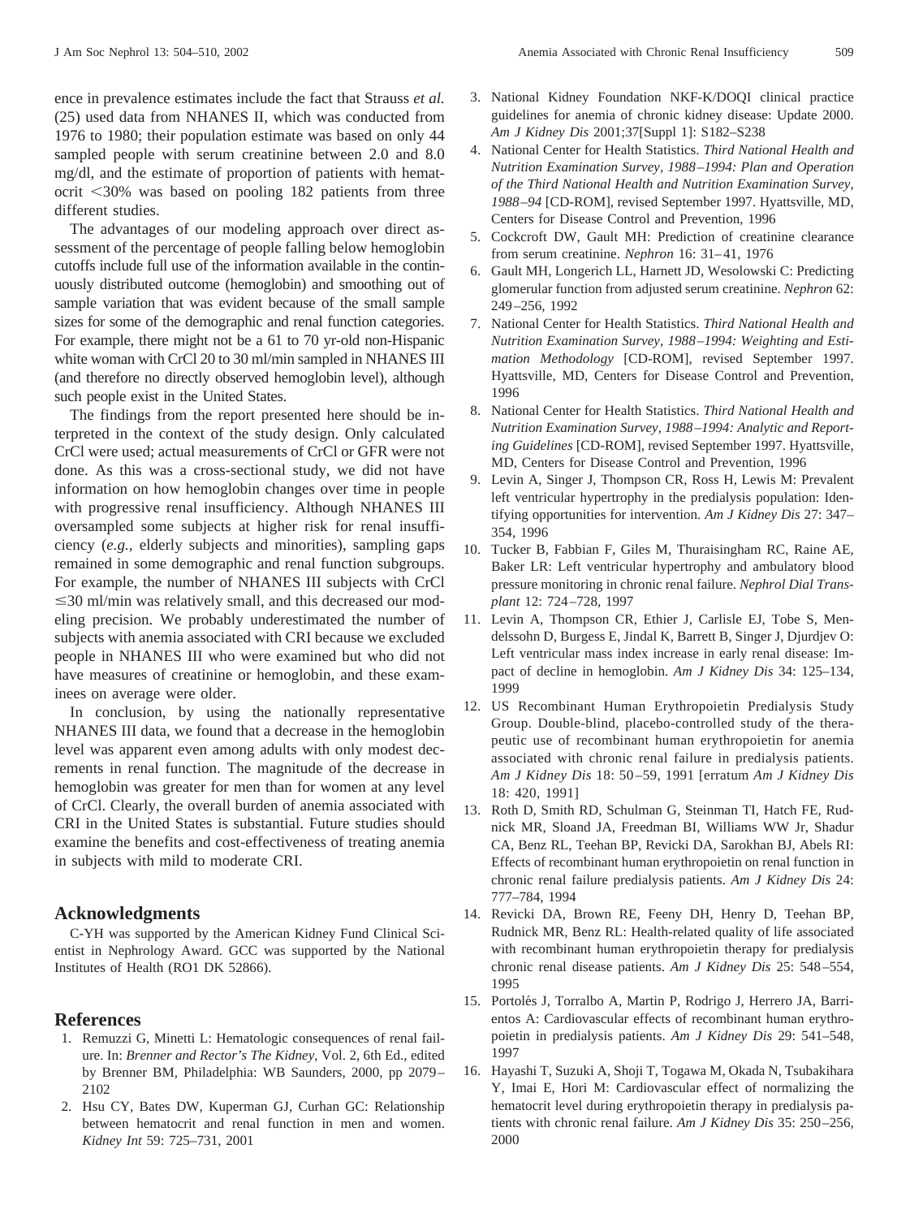ence in prevalence estimates include the fact that Strauss *et al.* (25) used data from NHANES II, which was conducted from 1976 to 1980; their population estimate was based on only 44 sampled people with serum creatinine between 2.0 and 8.0 mg/dl, and the estimate of proportion of patients with hematocrit <30% was based on pooling 182 patients from three different studies.

The advantages of our modeling approach over direct assessment of the percentage of people falling below hemoglobin cutoffs include full use of the information available in the continuously distributed outcome (hemoglobin) and smoothing out of sample variation that was evident because of the small sample sizes for some of the demographic and renal function categories. For example, there might not be a 61 to 70 yr-old non-Hispanic white woman with CrCl 20 to 30 ml/min sampled in NHANES III (and therefore no directly observed hemoglobin level), although such people exist in the United States.

The findings from the report presented here should be interpreted in the context of the study design. Only calculated CrCl were used; actual measurements of CrCl or GFR were not done. As this was a cross-sectional study, we did not have information on how hemoglobin changes over time in people with progressive renal insufficiency. Although NHANES III oversampled some subjects at higher risk for renal insufficiency (*e.g.*, elderly subjects and minorities), sampling gaps remained in some demographic and renal function subgroups. For example, the number of NHANES III subjects with CrCl ≤30 ml/min was relatively small, and this decreased our modeling precision. We probably underestimated the number of subjects with anemia associated with CRI because we excluded people in NHANES III who were examined but who did not have measures of creatinine or hemoglobin, and these examinees on average were older.

In conclusion, by using the nationally representative NHANES III data, we found that a decrease in the hemoglobin level was apparent even among adults with only modest decrements in renal function. The magnitude of the decrease in hemoglobin was greater for men than for women at any level of CrCl. Clearly, the overall burden of anemia associated with CRI in the United States is substantial. Future studies should examine the benefits and cost-effectiveness of treating anemia in subjects with mild to moderate CRI.

## Acknowledgments

C-YH was supported by the American Kidney Fund Clinical Scientist in Nephrology Award. GCC was supported by the National Institutes of Health (RO1 DK 52866).

## References

1. Remuzzi G, Minetti L: Hematologic consequences of renal failure. In: *Brenner and Rector's The Kidney*, Vol. 2, 6th Ed., edited by Brenner BM, Philadelphia: WB Saunders, 2000, pp 2079–2102
2. Hsu CY, Bates DW, Kuperman GJ, Curhan GC: Relationship between hematocrit and renal function in men and women. *Kidney Int* 59: 725–731, 2001
3. National Kidney Foundation NKF-K/DOQI clinical practice guidelines for anemia of chronic kidney disease: Update 2000. *Am J Kidney Dis* 2001;37[Suppl 1]: S182–S238
4. National Center for Health Statistics. *Third National Health and Nutrition Examination Survey, 1988–1994: Plan and Operation of the Third National Health and Nutrition Examination Survey, 1988–94* [CD-ROM], revised September 1997. Hyattsville, MD, Centers for Disease Control and Prevention, 1996
5. Cockcroft DW, Gault MH: Prediction of creatinine clearance from serum creatinine. *Nephron* 16: 31–41, 1976
6. Gault MH, Longerich LL, Harnett JD, Wesolowski C: Predicting glomerular function from adjusted serum creatinine. *Nephron* 62: 249–256, 1992
7. National Center for Health Statistics. *Third National Health and Nutrition Examination Survey, 1988–1994: Weighting and Estimation Methodology* [CD-ROM], revised September 1997. Hyattsville, MD, Centers for Disease Control and Prevention, 1996
8. National Center for Health Statistics. *Third National Health and Nutrition Examination Survey, 1988–1994: Analytic and Reporting Guidelines* [CD-ROM], revised September 1997. Hyattsville, MD, Centers for Disease Control and Prevention, 1996
9. Levin A, Singer J, Thompson CR, Ross H, Lewis M: Prevalent left ventricular hypertrophy in the predialysis population: Identifying opportunities for intervention. *Am J Kidney Dis* 27: 347–354, 1996
10. Tucker B, Fabbian F, Giles M, Thuraisingham RC, Raine AE, Baker LR: Left ventricular hypertrophy and ambulatory blood pressure monitoring in chronic renal failure. *Nephrol Dial Transplant* 12: 724–728, 1997
11. Levin A, Thompson CR, Ethier J, Carlisle EJ, Tobe S, Mendelssohn D, Burgess E, Jindal K, Barrett B, Singer J, Djurdjev O: Left ventricular mass index increase in early renal disease: Impact of decline in hemoglobin. *Am J Kidney Dis* 34: 125–134, 1999
12. US Recombinant Human Erythropoietin Predialysis Study Group. Double-blind, placebo-controlled study of the therapeutic use of recombinant human erythropoietin for anemia associated with chronic renal failure in predialysis patients. *Am J Kidney Dis* 18: 50–59, 1991 [erratum *Am J Kidney Dis* 18: 420, 1991]
13. Roth D, Smith RD, Schulman G, Steinman TI, Hatch FE, Rudnick MR, Sloand JA, Freedman BI, Williams WW Jr, Shadur CA, Benz RL, Teehan BP, Revicki DA, Sarokhan BJ, Abels RI: Effects of recombinant human erythropoietin on renal function in chronic renal failure predialysis patients. *Am J Kidney Dis* 24: 777–784, 1994
14. Revicki DA, Brown RE, Feeny DH, Henry D, Teehan BP, Rudnick MR, Benz RL: Health-related quality of life associated with recombinant human erythropoietin therapy for predialysis chronic renal disease patients. *Am J Kidney Dis* 25: 548–554, 1995
15. Portolés J, Torralbo A, Martin P, Rodrigo J, Herrero JA, Barrientos A: Cardiovascular effects of recombinant human erythropoietin in predialysis patients. *Am J Kidney Dis* 29: 541–548, 1997
16. Hayashi T, Suzuki A, Shoji T, Togawa M, Okada N, Tsubakihara Y, Imai E, Hori M: Cardiovascular effect of normalizing the hematocrit level during erythropoietin therapy in predialysis patients with chronic renal failure. *Am J Kidney Dis* 35: 250–256, 2000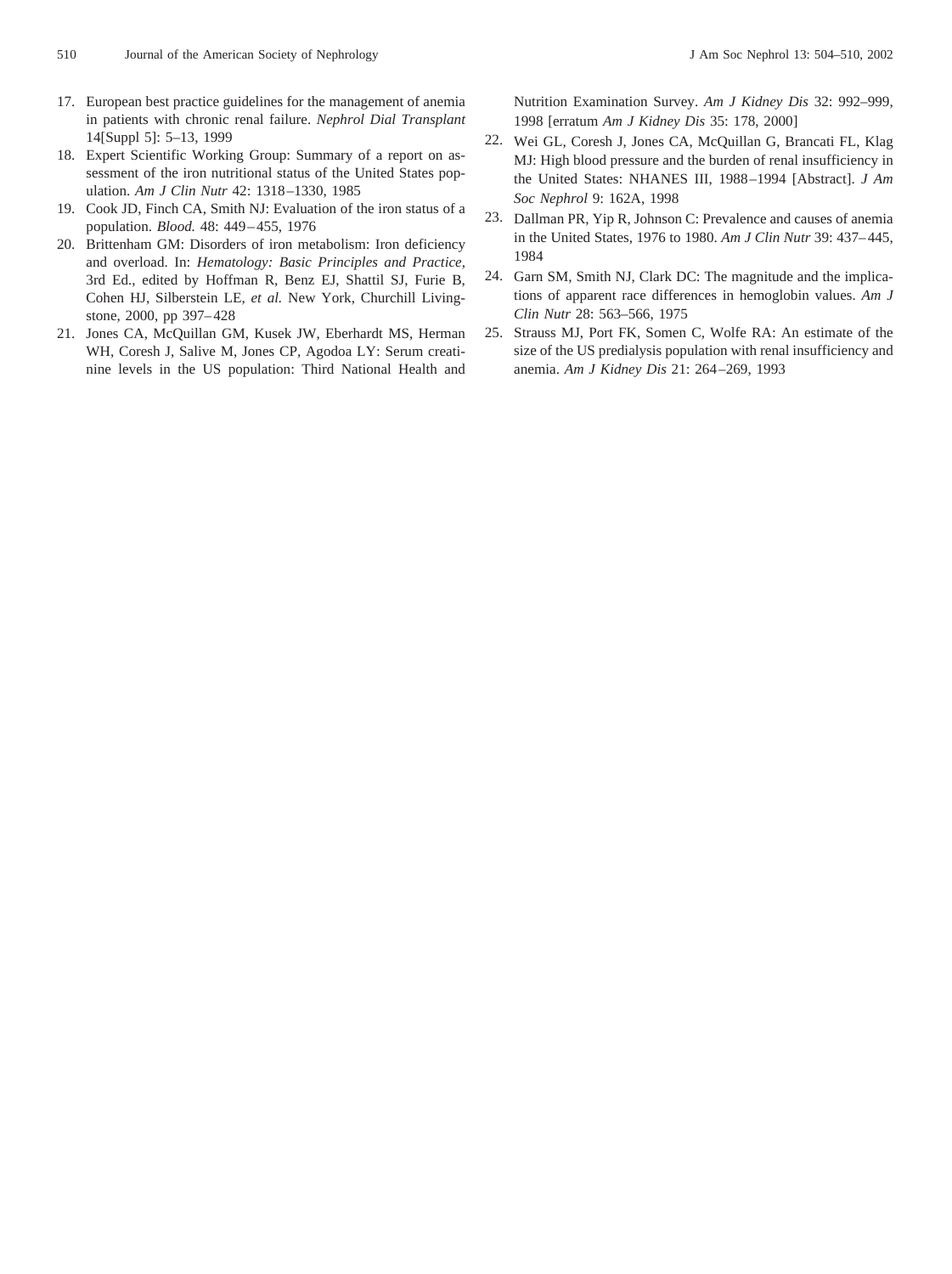17. European best practice guidelines for the management of anemia in patients with chronic renal failure. *Nephrol Dial Transplant* 14[Suppl 5]: 5–13, 1999
18. Expert Scientific Working Group: Summary of a report on assessment of the iron nutritional status of the United States population. *Am J Clin Nutr* 42: 1318–1330, 1985
19. Cook JD, Finch CA, Smith NJ: Evaluation of the iron status of a population. *Blood.* 48: 449–455, 1976
20. Brittenham GM: Disorders of iron metabolism: Iron deficiency and overload. In: *Hematology: Basic Principles and Practice*, 3rd Ed., edited by Hoffman R, Benz EJ, Shattil SJ, Furie B, Cohen HJ, Silberstein LE, *et al.* New York, Churchill Livingstone, 2000, pp 397–428
21. Jones CA, McQuillan GM, Kusek JW, Eberhardt MS, Herman WH, Coresh J, Salive M, Jones CP, Agodoa LY: Serum creatinine levels in the US population: Third National Health and Nutrition Examination Survey. *Am J Kidney Dis* 32: 992–999, 1998 [erratum *Am J Kidney Dis* 35: 178, 2000]
22. Wei GL, Coresh J, Jones CA, McQuillan G, Brancati FL, Klag MJ: High blood pressure and the burden of renal insufficiency in the United States: NHANES III, 1988–1994 [Abstract]. *J Am Soc Nephrol* 9: 162A, 1998
23. Dallman PR, Yip R, Johnson C: Prevalence and causes of anemia in the United States, 1976 to 1980. *Am J Clin Nutr* 39: 437–445, 1984
24. Garn SM, Smith NJ, Clark DC: The magnitude and the implications of apparent race differences in hemoglobin values. *Am J Clin Nutr* 28: 563–566, 1975
25. Strauss MJ, Port FK, Somen C, Wolfe RA: An estimate of the size of the US predialysis population with renal insufficiency and anemia. *Am J Kidney Dis* 21: 264–269, 1993